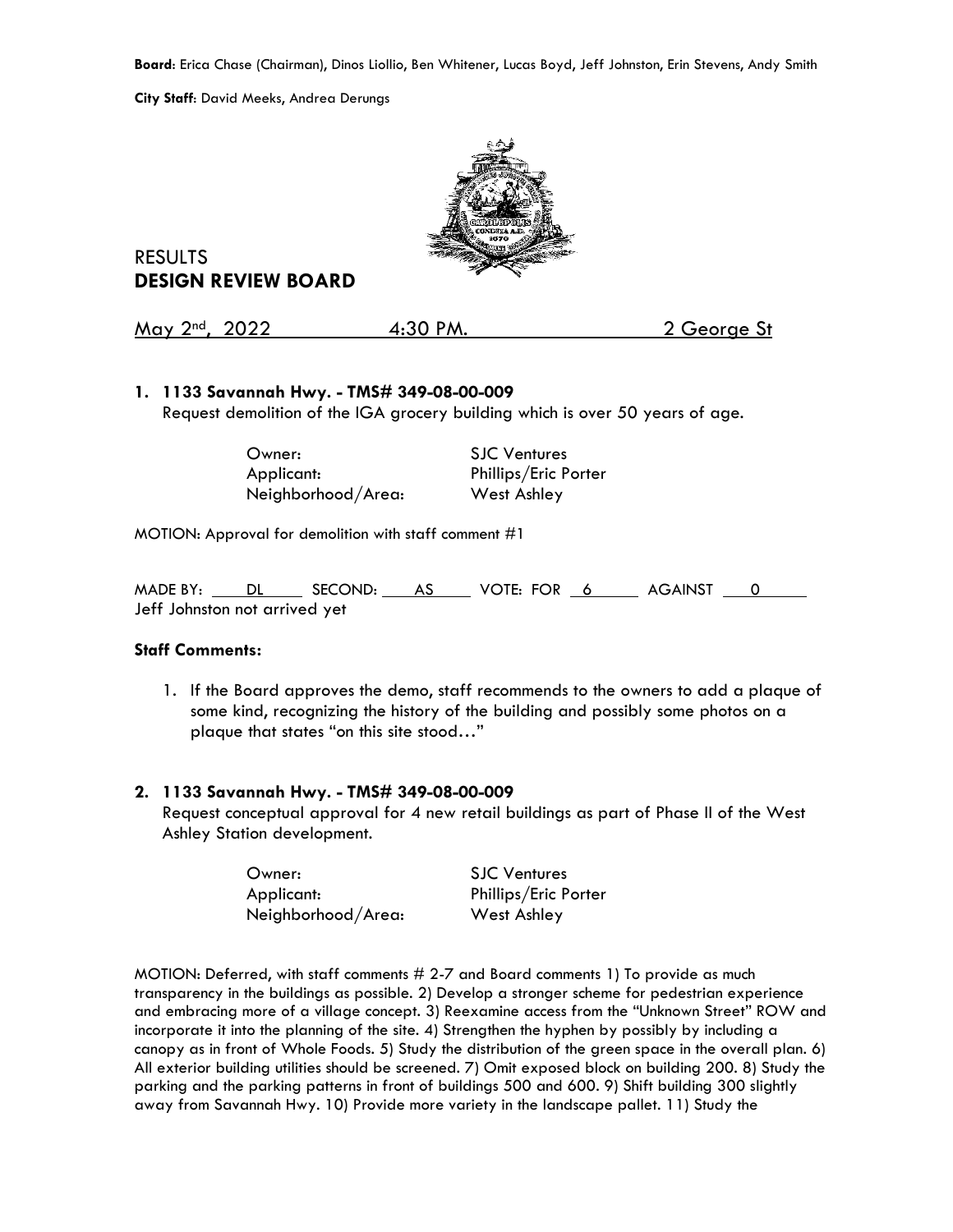**Board**: Erica Chase (Chairman), Dinos Liollio, Ben Whitener, Lucas Boyd, Jeff Johnston, Erin Stevens, Andy Smith

**City Staff**: David Meeks, Andrea Derungs

RESULTS
# DESIGN REVIEW BOARD

May 2nd, 2022 4:30 PM. 2 George St

## 1. 1133 Savannah Hwy. - TMS# 349-08-00-009

Request demolition of the IGA grocery building which is over 50 years of age.

| | |
|---|---|
| Owner: | SJC Ventures |
| Applicant: | Phillips/Eric Porter |
| Neighborhood/Area: | West Ashley |

MOTION: Approval for demolition with staff comment #1

MADE BY: DL SECOND: AS VOTE: FOR 6 AGAINST 0
Jeff Johnston not arrived yet

**Staff Comments:**

1. If the Board approves the demo, staff recommends to the owners to add a plaque of some kind, recognizing the history of the building and possibly some photos on a plaque that states "on this site stood…"

## 2. 1133 Savannah Hwy. - TMS# 349-08-00-009

Request conceptual approval for 4 new retail buildings as part of Phase II of the West Ashley Station development.

| | |
|---|---|
| Owner: | SJC Ventures |
| Applicant: | Phillips/Eric Porter |
| Neighborhood/Area: | West Ashley |

MOTION: Deferred, with staff comments # 2-7 and Board comments 1) To provide as much transparency in the buildings as possible. 2) Develop a stronger scheme for pedestrian experience and embracing more of a village concept. 3) Reexamine access from the "Unknown Street" ROW and incorporate it into the planning of the site. 4) Strengthen the hyphen by possibly by including a canopy as in front of Whole Foods. 5) Study the distribution of the green space in the overall plan. 6) All exterior building utilities should be screened. 7) Omit exposed block on building 200. 8) Study the parking and the parking patterns in front of buildings 500 and 600. 9) Shift building 300 slightly away from Savannah Hwy. 10) Provide more variety in the landscape pallet. 11) Study the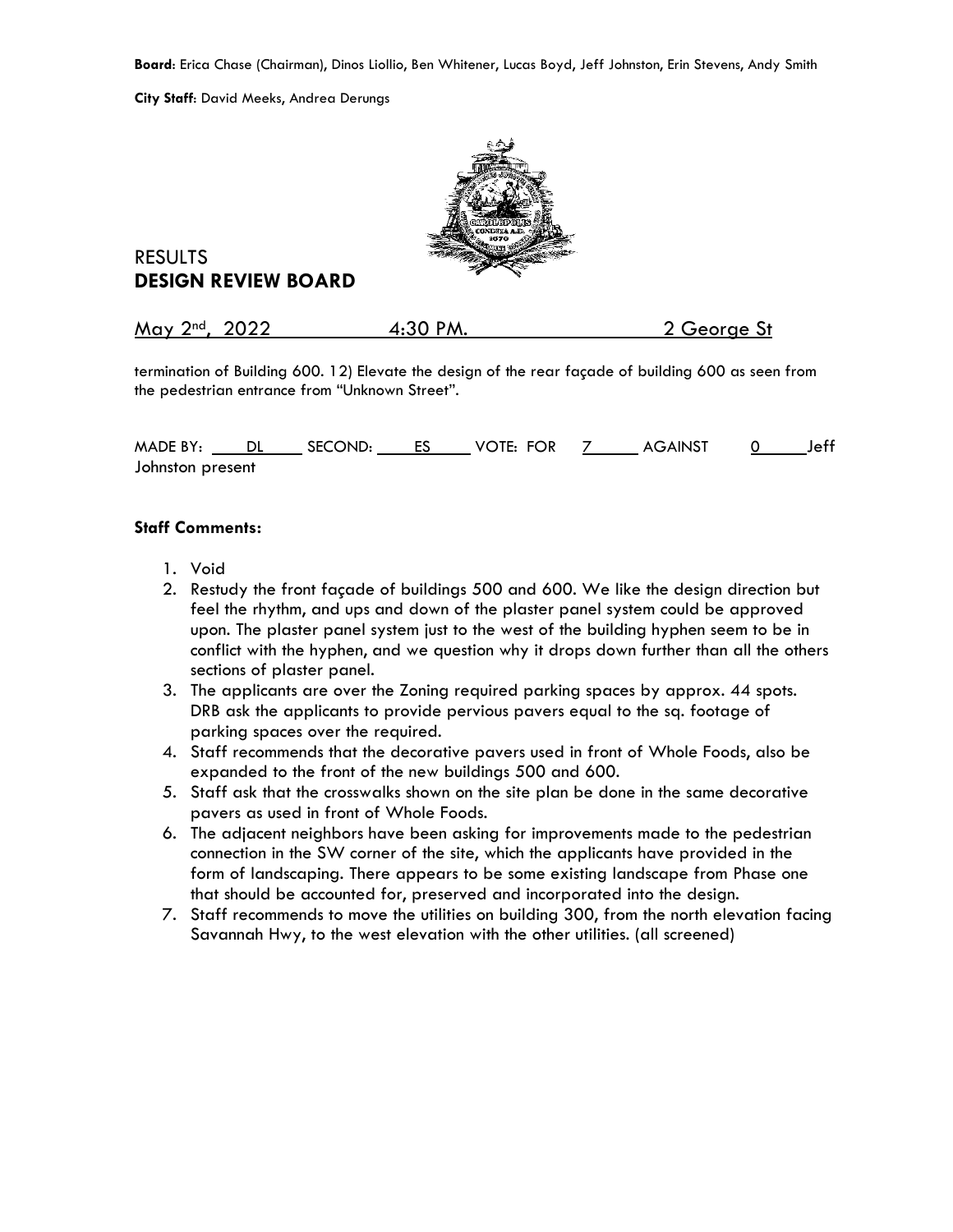**Board**: Erica Chase (Chairman), Dinos Liollio, Ben Whitener, Lucas Boyd, Jeff Johnston, Erin Stevens, Andy Smith

**City Staff**: David Meeks, Andrea Derungs

RESULTS
# DESIGN REVIEW BOARD

May 2nd, 2022 4:30 PM. 2 George St

termination of Building 600. 12) Elevate the design of the rear façade of building 600 as seen from the pedestrian entrance from "Unknown Street".

MADE BY: DL SECOND: ES VOTE: FOR 7 AGAINST 0 Jeff Johnston present

**Staff Comments:**

1. Void
2. Restudy the front façade of buildings 500 and 600. We like the design direction but feel the rhythm, and ups and down of the plaster panel system could be approved upon. The plaster panel system just to the west of the building hyphen seem to be in conflict with the hyphen, and we question why it drops down further than all the others sections of plaster panel.
3. The applicants are over the Zoning required parking spaces by approx. 44 spots. DRB ask the applicants to provide pervious pavers equal to the sq. footage of parking spaces over the required.
4. Staff recommends that the decorative pavers used in front of Whole Foods, also be expanded to the front of the new buildings 500 and 600.
5. Staff ask that the crosswalks shown on the site plan be done in the same decorative pavers as used in front of Whole Foods.
6. The adjacent neighbors have been asking for improvements made to the pedestrian connection in the SW corner of the site, which the applicants have provided in the form of landscaping. There appears to be some existing landscape from Phase one that should be accounted for, preserved and incorporated into the design.
7. Staff recommends to move the utilities on building 300, from the north elevation facing Savannah Hwy, to the west elevation with the other utilities. (all screened)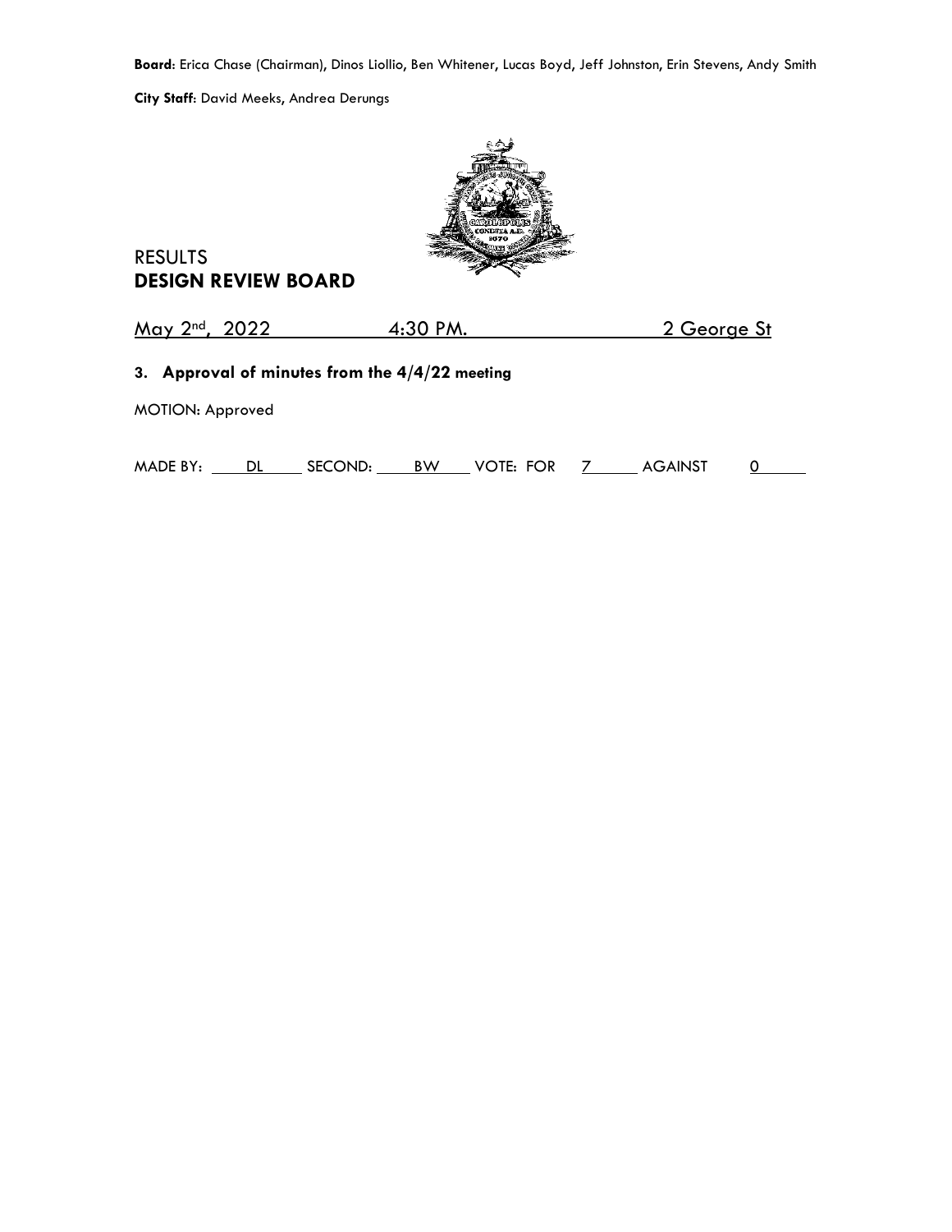**Board**: Erica Chase (Chairman), Dinos Liollio, Ben Whitener, Lucas Boyd, Jeff Johnston, Erin Stevens, Andy Smith

**City Staff**: David Meeks, Andrea Derungs

RESULTS

**DESIGN REVIEW BOARD**

May 2nd, 2022 4:30 PM. 2 George St

**3. Approval of minutes from the 4/4/22 meeting**

MOTION: Approved

MADE BY: DL SECOND: BW VOTE: FOR 7 AGAINST 0